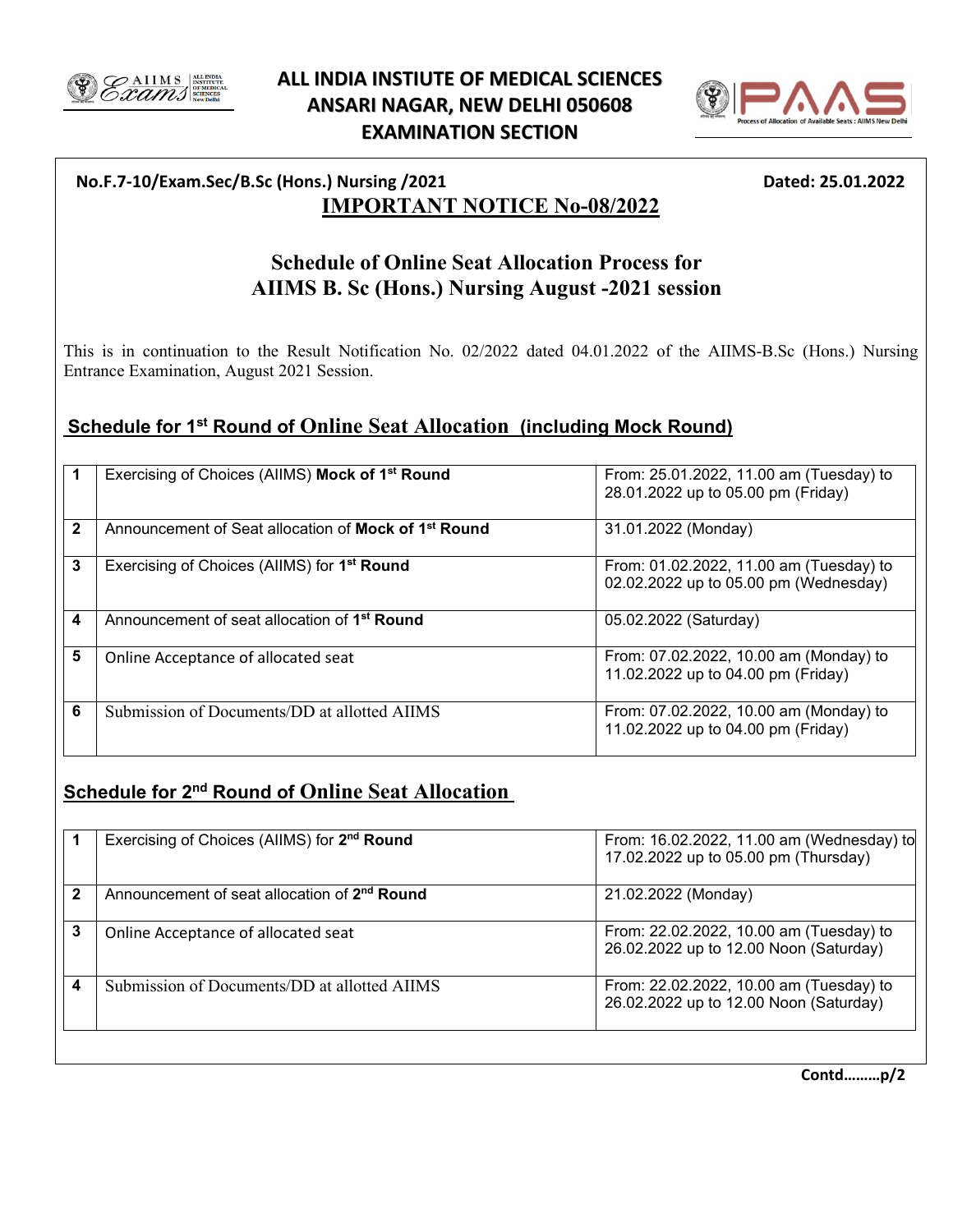# ALL INDIA INSTIUTE OF MEDICAL SCIENCES
# ANSARI NAGAR, NEW DELHI 050608
# EXAMINATION SECTION

**No.F.7-10/Exam.Sec/B.Sc (Hons.) Nursing /2021** **Dated: 25.01.2022**

## IMPORTANT NOTICE No-08/2022

## Schedule of Online Seat Allocation Process for AIIMS B. Sc (Hons.) Nursing August -2021 session

This is in continuation to the Result Notification No. 02/2022 dated 04.01.2022 of the AIIMS-B.Sc (Hons.) Nursing Entrance Examination, August 2021 Session.

### Schedule for 1st Round of Online Seat Allocation (including Mock Round)

| | | |
|---|---|---|
| **1** | Exercising of Choices (AIIMS) **Mock of 1st Round** | From: 25.01.2022, 11.00 am (Tuesday) to 28.01.2022 up to 05.00 pm (Friday) |
| **2** | Announcement of Seat allocation of **Mock of 1st Round** | 31.01.2022 (Monday) |
| **3** | Exercising of Choices (AIIMS) for **1st Round** | From: 01.02.2022, 11.00 am (Tuesday) to 02.02.2022 up to 05.00 pm (Wednesday) |
| **4** | Announcement of seat allocation of **1st Round** | 05.02.2022 (Saturday) |
| **5** | Online Acceptance of allocated seat | From: 07.02.2022, 10.00 am (Monday) to 11.02.2022 up to 04.00 pm (Friday) |
| **6** | Submission of Documents/DD at allotted AIIMS | From: 07.02.2022, 10.00 am (Monday) to 11.02.2022 up to 04.00 pm (Friday) |

### Schedule for 2nd Round of Online Seat Allocation

| | | |
|---|---|---|
| **1** | Exercising of Choices (AIIMS) for **2nd Round** | From: 16.02.2022, 11.00 am (Wednesday) to 17.02.2022 up to 05.00 pm (Thursday) |
| **2** | Announcement of seat allocation of **2nd Round** | 21.02.2022 (Monday) |
| **3** | Online Acceptance of allocated seat | From: 22.02.2022, 10.00 am (Tuesday) to 26.02.2022 up to 12.00 Noon (Saturday) |
| **4** | Submission of Documents/DD at allotted AIIMS | From: 22.02.2022, 10.00 am (Tuesday) to 26.02.2022 up to 12.00 Noon (Saturday) |

**Contd………p/2**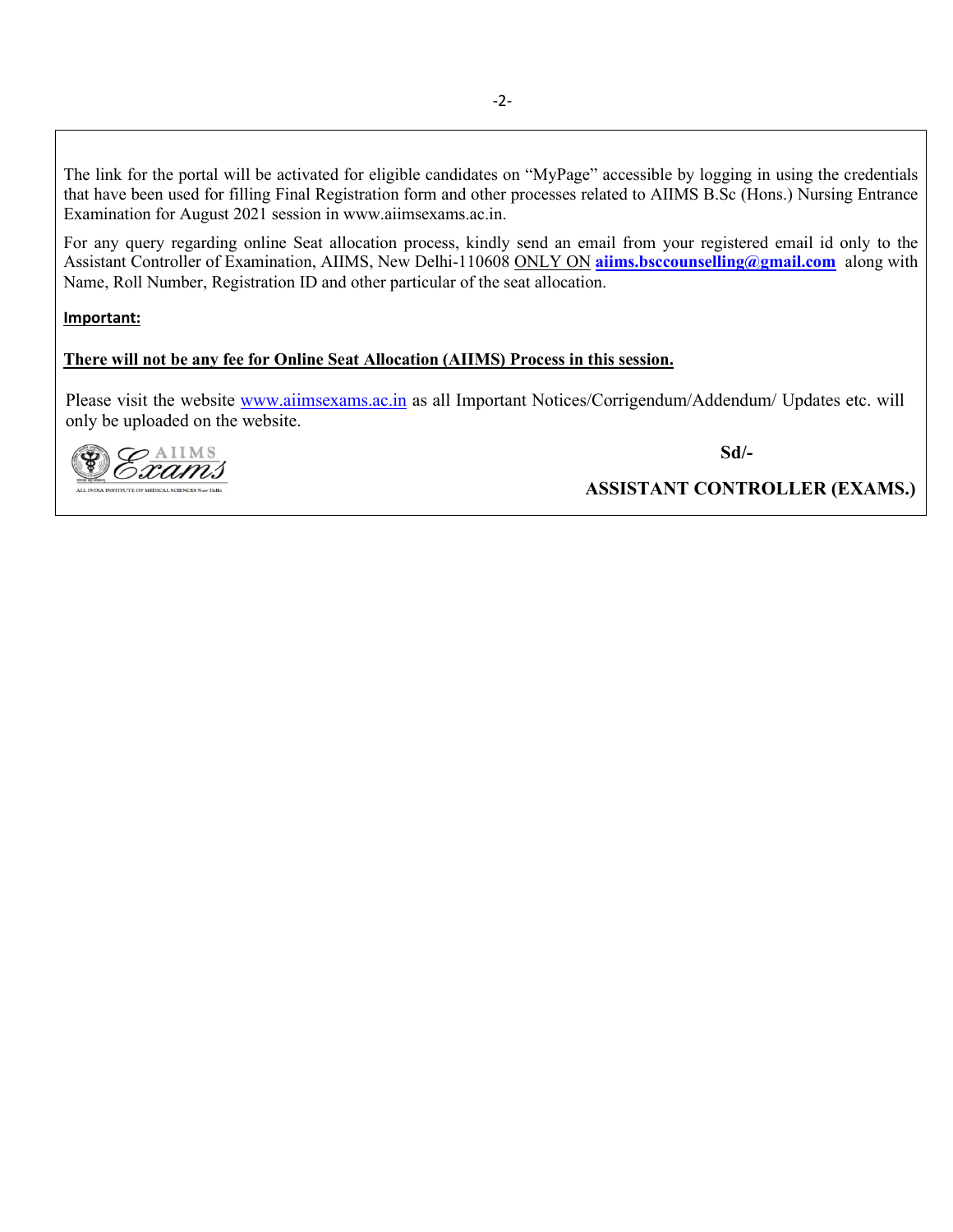The link for the portal will be activated for eligible candidates on “MyPage” accessible by logging in using the credentials that have been used for filling Final Registration form and other processes related to AIIMS B.Sc (Hons.) Nursing Entrance Examination for August 2021 session in www.aiimsexams.ac.in.

For any query regarding online Seat allocation process, kindly send an email from your registered email id only to the Assistant Controller of Examination, AIIMS, New Delhi-110608 ONLY ON **aiims.bsccounselling@gmail.com** along with Name, Roll Number, Registration ID and other particular of the seat allocation.

**Important:**

**There will not be any fee for Online Seat Allocation (AIIMS) Process in this session.**

Please visit the website www.aiimsexams.ac.in as all Important Notices/Corrigendum/Addendum/ Updates etc. will only be uploaded on the website.

AIIMS Exams
ALL INDIA INSTITUTE OF MEDICAL SCIENCES New Delhi

**Sd/-**

**ASSISTANT CONTROLLER (EXAMS.)**